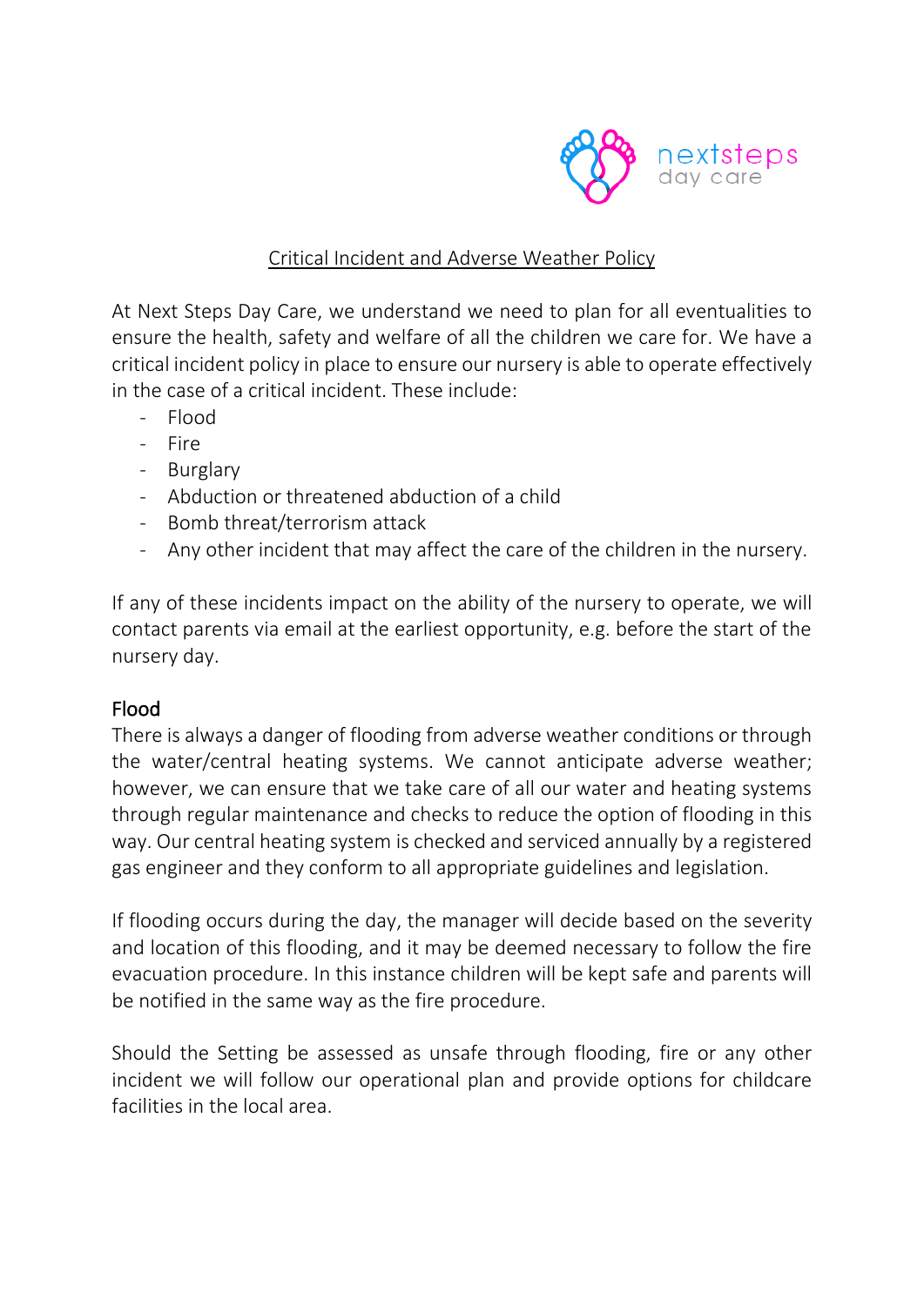nextsteps
day care

# Critical Incident and Adverse Weather Policy

At Next Steps Day Care, we understand we need to plan for all eventualities to ensure the health, safety and welfare of all the children we care for. We have a critical incident policy in place to ensure our nursery is able to operate effectively in the case of a critical incident. These include:

- Flood
- Fire
- Burglary
- Abduction or threatened abduction of a child
- Bomb threat/terrorism attack
- Any other incident that may affect the care of the children in the nursery.

If any of these incidents impact on the ability of the nursery to operate, we will contact parents via email at the earliest opportunity, e.g. before the start of the nursery day.

## Flood

There is always a danger of flooding from adverse weather conditions or through the water/central heating systems. We cannot anticipate adverse weather; however, we can ensure that we take care of all our water and heating systems through regular maintenance and checks to reduce the option of flooding in this way. Our central heating system is checked and serviced annually by a registered gas engineer and they conform to all appropriate guidelines and legislation.

If flooding occurs during the day, the manager will decide based on the severity and location of this flooding, and it may be deemed necessary to follow the fire evacuation procedure. In this instance children will be kept safe and parents will be notified in the same way as the fire procedure.

Should the Setting be assessed as unsafe through flooding, fire or any other incident we will follow our operational plan and provide options for childcare facilities in the local area.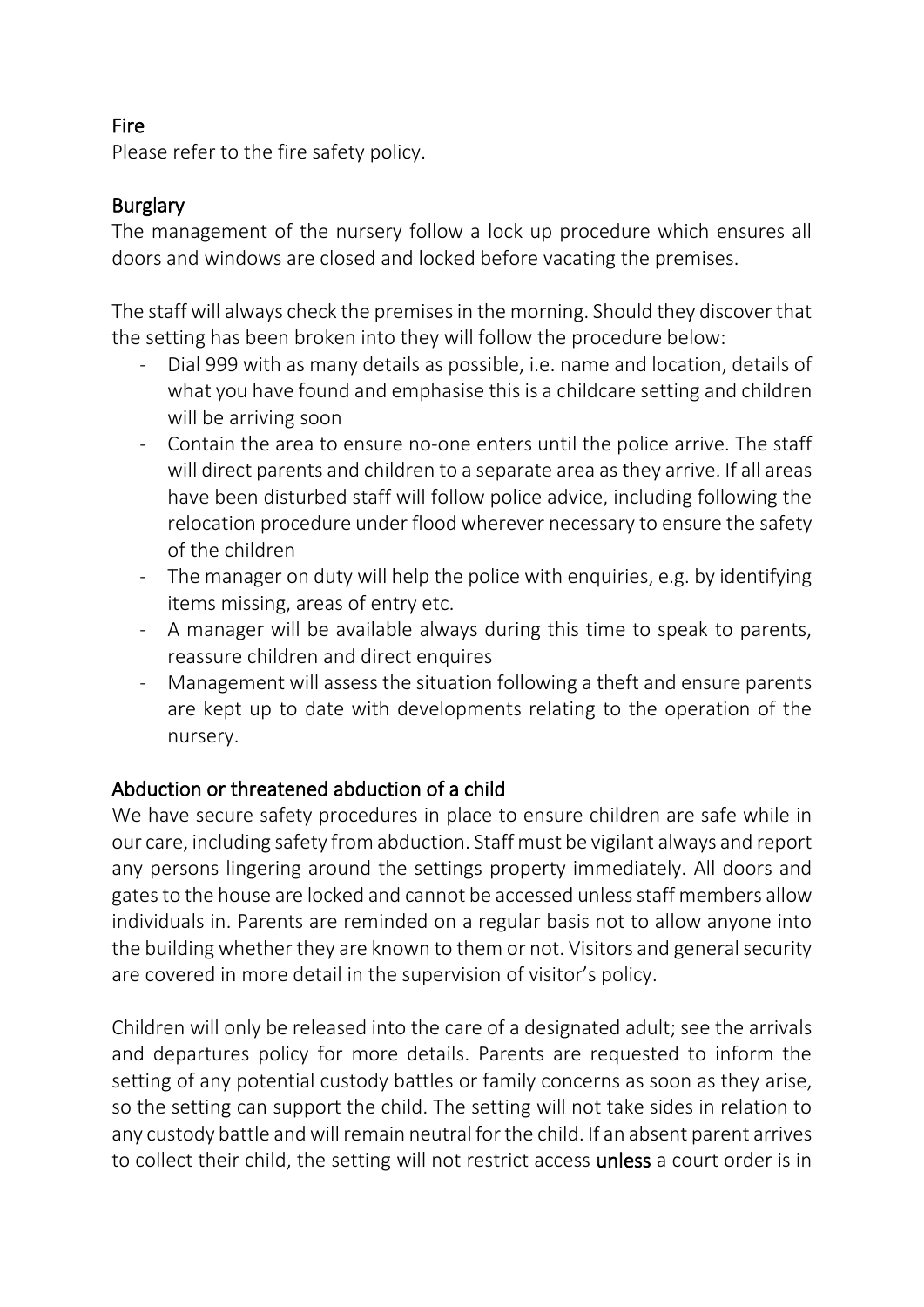## Fire

Please refer to the fire safety policy.

## Burglary

The management of the nursery follow a lock up procedure which ensures all doors and windows are closed and locked before vacating the premises.

The staff will always check the premises in the morning. Should they discover that the setting has been broken into they will follow the procedure below:

- Dial 999 with as many details as possible, i.e. name and location, details of what you have found and emphasise this is a childcare setting and children will be arriving soon
- Contain the area to ensure no-one enters until the police arrive. The staff will direct parents and children to a separate area as they arrive. If all areas have been disturbed staff will follow police advice, including following the relocation procedure under flood wherever necessary to ensure the safety of the children
- The manager on duty will help the police with enquiries, e.g. by identifying items missing, areas of entry etc.
- A manager will be available always during this time to speak to parents, reassure children and direct enquires
- Management will assess the situation following a theft and ensure parents are kept up to date with developments relating to the operation of the nursery.

## Abduction or threatened abduction of a child

We have secure safety procedures in place to ensure children are safe while in our care, including safety from abduction. Staff must be vigilant always and report any persons lingering around the settings property immediately. All doors and gates to the house are locked and cannot be accessed unless staff members allow individuals in. Parents are reminded on a regular basis not to allow anyone into the building whether they are known to them or not. Visitors and general security are covered in more detail in the supervision of visitor's policy.

Children will only be released into the care of a designated adult; see the arrivals and departures policy for more details. Parents are requested to inform the setting of any potential custody battles or family concerns as soon as they arise, so the setting can support the child. The setting will not take sides in relation to any custody battle and will remain neutral for the child. If an absent parent arrives to collect their child, the setting will not restrict access **unless** a court order is in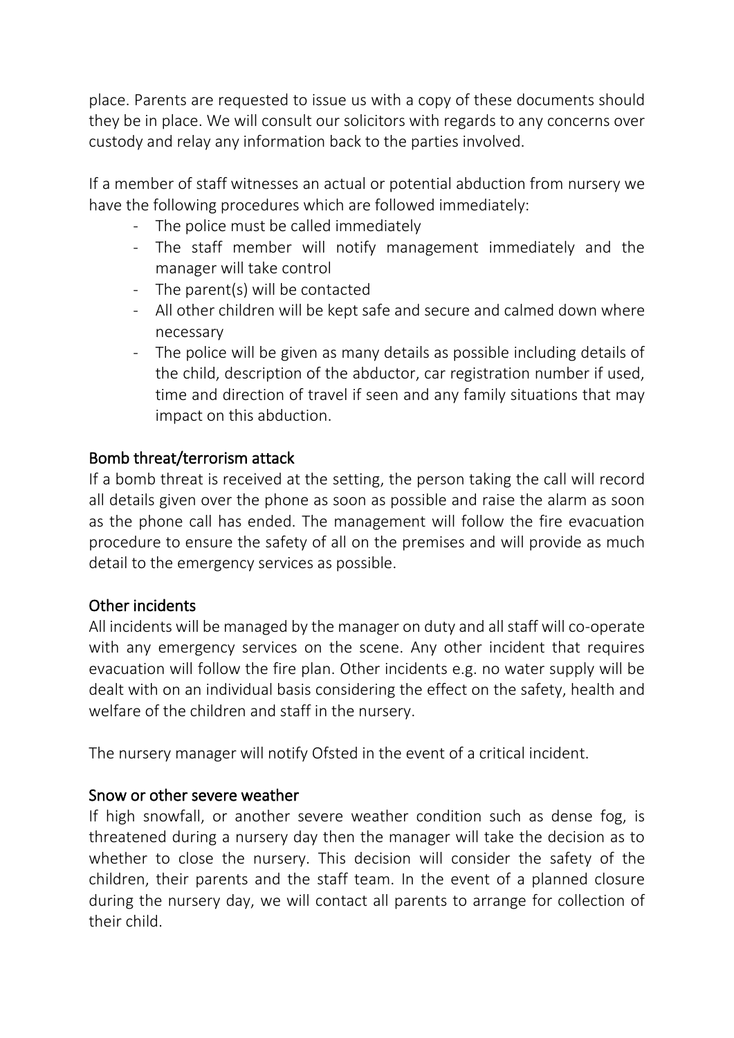place. Parents are requested to issue us with a copy of these documents should they be in place. We will consult our solicitors with regards to any concerns over custody and relay any information back to the parties involved.

If a member of staff witnesses an actual or potential abduction from nursery we have the following procedures which are followed immediately:

- The police must be called immediately
- The staff member will notify management immediately and the manager will take control
- The parent(s) will be contacted
- All other children will be kept safe and secure and calmed down where necessary
- The police will be given as many details as possible including details of the child, description of the abductor, car registration number if used, time and direction of travel if seen and any family situations that may impact on this abduction.

## Bomb threat/terrorism attack

If a bomb threat is received at the setting, the person taking the call will record all details given over the phone as soon as possible and raise the alarm as soon as the phone call has ended. The management will follow the fire evacuation procedure to ensure the safety of all on the premises and will provide as much detail to the emergency services as possible.

## Other incidents

All incidents will be managed by the manager on duty and all staff will co-operate with any emergency services on the scene. Any other incident that requires evacuation will follow the fire plan. Other incidents e.g. no water supply will be dealt with on an individual basis considering the effect on the safety, health and welfare of the children and staff in the nursery.

The nursery manager will notify Ofsted in the event of a critical incident.

## Snow or other severe weather

If high snowfall, or another severe weather condition such as dense fog, is threatened during a nursery day then the manager will take the decision as to whether to close the nursery. This decision will consider the safety of the children, their parents and the staff team. In the event of a planned closure during the nursery day, we will contact all parents to arrange for collection of their child.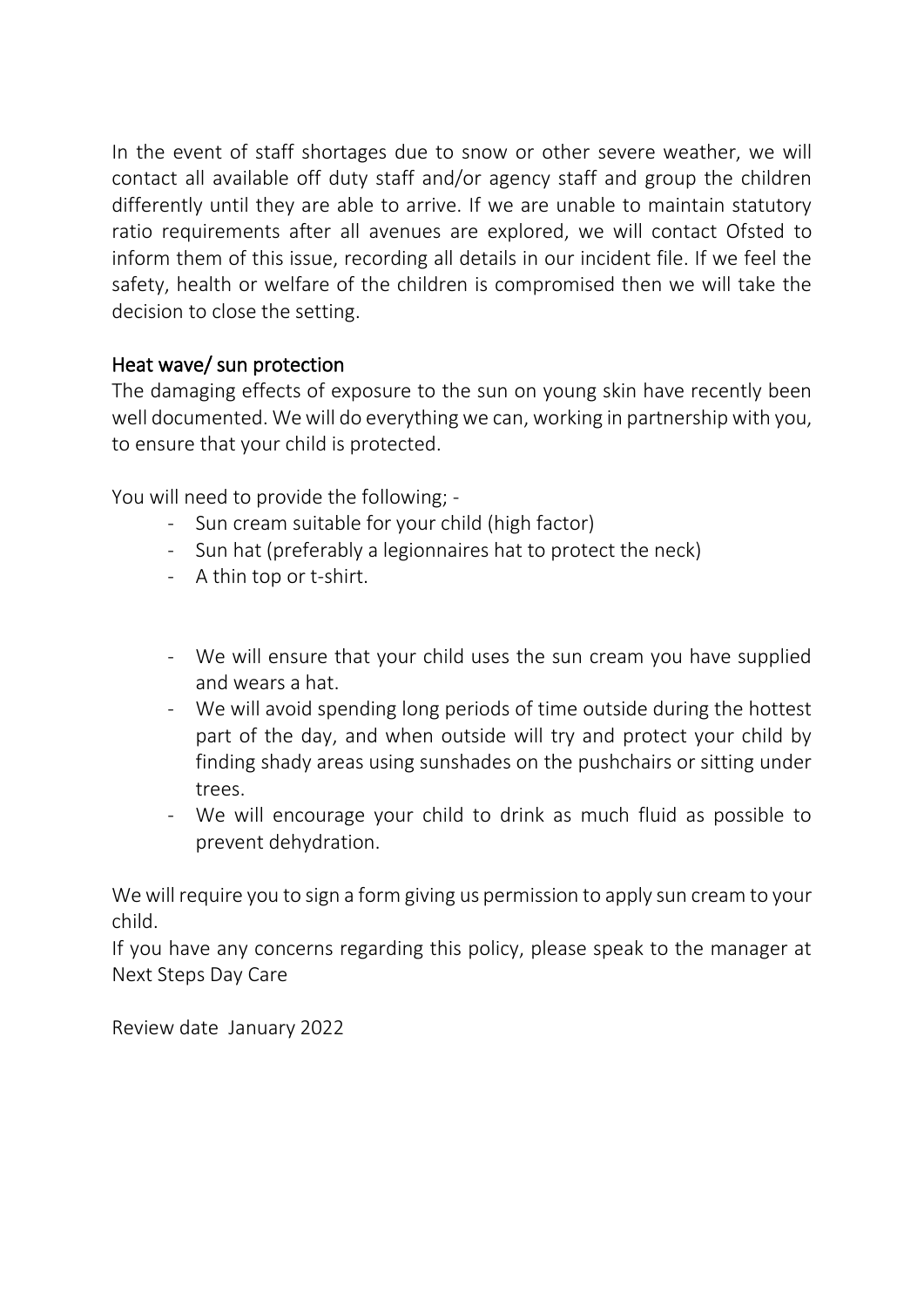In the event of staff shortages due to snow or other severe weather, we will contact all available off duty staff and/or agency staff and group the children differently until they are able to arrive. If we are unable to maintain statutory ratio requirements after all avenues are explored, we will contact Ofsted to inform them of this issue, recording all details in our incident file. If we feel the safety, health or welfare of the children is compromised then we will take the decision to close the setting.

## Heat wave/ sun protection

The damaging effects of exposure to the sun on young skin have recently been well documented. We will do everything we can, working in partnership with you, to ensure that your child is protected.

You will need to provide the following; -

- Sun cream suitable for your child (high factor)
- Sun hat (preferably a legionnaires hat to protect the neck)
- A thin top or t-shirt.

- We will ensure that your child uses the sun cream you have supplied and wears a hat.
- We will avoid spending long periods of time outside during the hottest part of the day, and when outside will try and protect your child by finding shady areas using sunshades on the pushchairs or sitting under trees.
- We will encourage your child to drink as much fluid as possible to prevent dehydration.

We will require you to sign a form giving us permission to apply sun cream to your child.

If you have any concerns regarding this policy, please speak to the manager at Next Steps Day Care

Review date January 2022